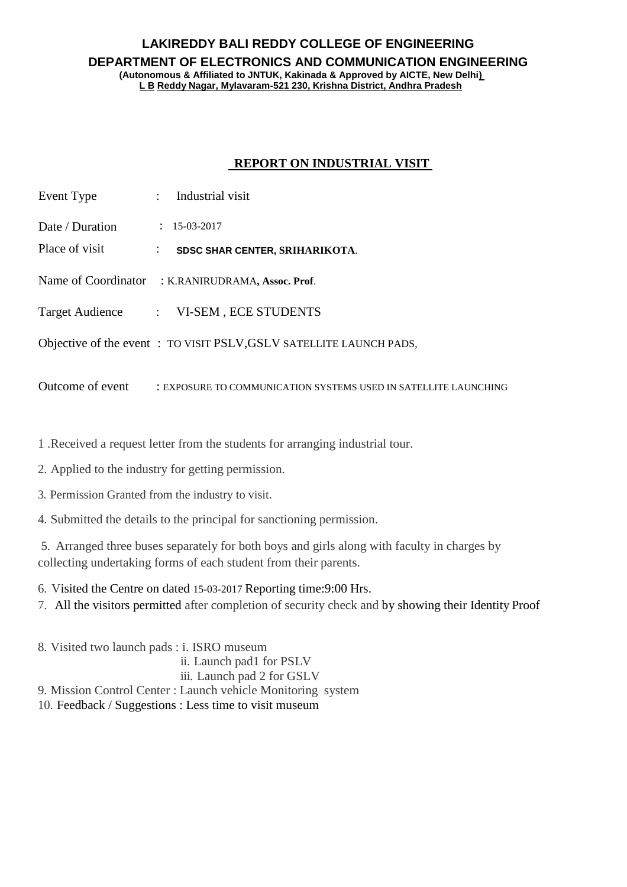# LAKIREDDY BALI REDDY COLLEGE OF ENGINEERING

## DEPARTMENT OF ELECTRONICS AND COMMUNICATION ENGINEERING

**(Autonomous & Affiliated to JNTUK, Kakinada & Approved by AICTE, New Delhi)**
**L B Reddy Nagar, Mylavaram-521 230, Krishna District, Andhra Pradesh**

## REPORT ON INDUSTRIAL VISIT

Event Type : Industrial visit

Date / Duration : 15-03-2017

Place of visit : **SDSC SHAR CENTER, SRIHARIKOTA**.

Name of Coordinator : K.RANIRUDRAMA**, Assoc. Prof**.

Target Audience : VI-SEM , ECE STUDENTS

Objective of the event : TO VISIT PSLV,GSLV SATELLITE LAUNCH PADS,

Outcome of event : EXPOSURE TO COMMUNICATION SYSTEMS USED IN SATELLITE LAUNCHING

1 .Received a request letter from the students for arranging industrial tour.

2. Applied to the industry for getting permission.

3. Permission Granted from the industry to visit.

4. Submitted the details to the principal for sanctioning permission.

5. Arranged three buses separately for both boys and girls along with faculty in charges by collecting undertaking forms of each student from their parents.

6. Visited the Centre on dated 15-03-2017 Reporting time:9:00 Hrs.

7. All the visitors permitted after completion of security check and by showing their Identity Proof

8. Visited two launch pads : i. ISRO museum
   ii. Launch pad1 for PSLV
   iii. Launch pad 2 for GSLV

9. Mission Control Center : Launch vehicle Monitoring system

10. Feedback / Suggestions : Less time to visit museum